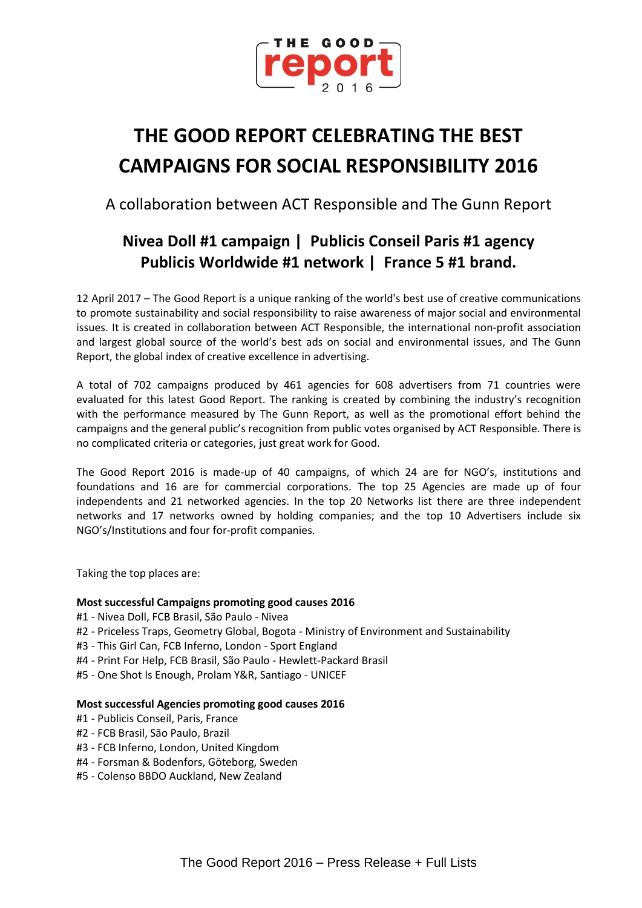# THE GOOD REPORT CELEBRATING THE BEST CAMPAIGNS FOR SOCIAL RESPONSIBILITY 2016

A collaboration between ACT Responsible and The Gunn Report

## Nivea Doll #1 campaign | Publicis Conseil Paris #1 agency
## Publicis Worldwide #1 network | France 5 #1 brand.

12 April 2017 – The Good Report is a unique ranking of the world's best use of creative communications to promote sustainability and social responsibility to raise awareness of major social and environmental issues. It is created in collaboration between ACT Responsible, the international non-profit association and largest global source of the world's best ads on social and environmental issues, and The Gunn Report, the global index of creative excellence in advertising.

A total of 702 campaigns produced by 461 agencies for 608 advertisers from 71 countries were evaluated for this latest Good Report. The ranking is created by combining the industry's recognition with the performance measured by The Gunn Report, as well as the promotional effort behind the campaigns and the general public's recognition from public votes organised by ACT Responsible. There is no complicated criteria or categories, just great work for Good.

The Good Report 2016 is made-up of 40 campaigns, of which 24 are for NGO's, institutions and foundations and 16 are for commercial corporations. The top 25 Agencies are made up of four independents and 21 networked agencies. In the top 20 Networks list there are three independent networks and 17 networks owned by holding companies; and the top 10 Advertisers include six NGO's/Institutions and four for-profit companies.

Taking the top places are:

**Most successful Campaigns promoting good causes 2016**

#1 - Nivea Doll, FCB Brasil, São Paulo - Nivea
#2 - Priceless Traps, Geometry Global, Bogota - Ministry of Environment and Sustainability
#3 - This Girl Can, FCB Inferno, London - Sport England
#4 - Print For Help, FCB Brasil, São Paulo - Hewlett-Packard Brasil
#5 - One Shot Is Enough, Prolam Y&R, Santiago - UNICEF

**Most successful Agencies promoting good causes 2016**

#1 - Publicis Conseil, Paris, France
#2 - FCB Brasil, São Paulo, Brazil
#3 - FCB Inferno, London, United Kingdom
#4 - Forsman & Bodenfors, Göteborg, Sweden
#5 - Colenso BBDO Auckland, New Zealand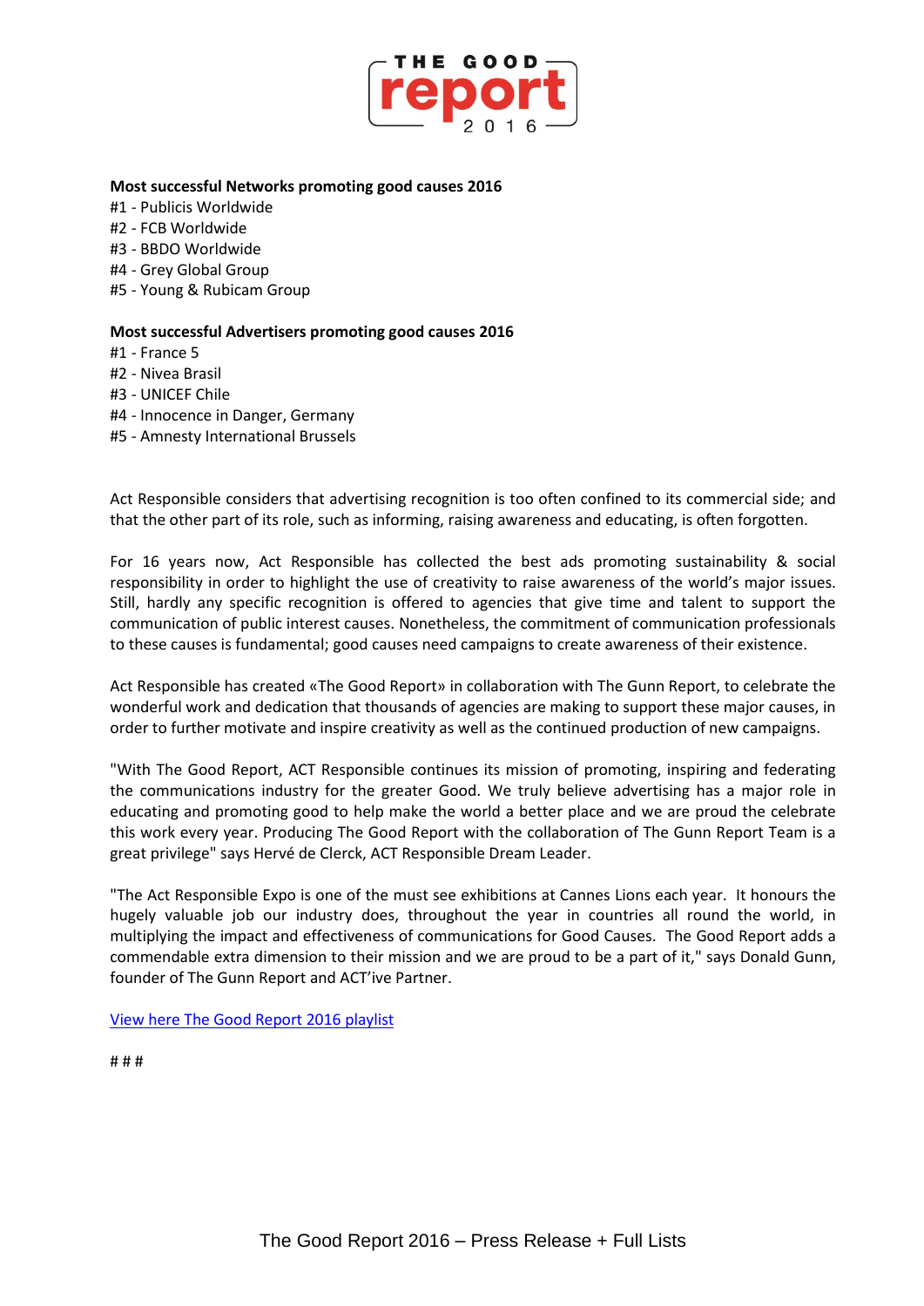**Most successful Networks promoting good causes 2016**

#1 - Publicis Worldwide
#2 - FCB Worldwide
#3 - BBDO Worldwide
#4 - Grey Global Group
#5 - Young & Rubicam Group

**Most successful Advertisers promoting good causes 2016**

#1 - France 5
#2 - Nivea Brasil
#3 - UNICEF Chile
#4 - Innocence in Danger, Germany
#5 - Amnesty International Brussels

Act Responsible considers that advertising recognition is too often confined to its commercial side; and that the other part of its role, such as informing, raising awareness and educating, is often forgotten.

For 16 years now, Act Responsible has collected the best ads promoting sustainability & social responsibility in order to highlight the use of creativity to raise awareness of the world's major issues. Still, hardly any specific recognition is offered to agencies that give time and talent to support the communication of public interest causes. Nonetheless, the commitment of communication professionals to these causes is fundamental; good causes need campaigns to create awareness of their existence.

Act Responsible has created «The Good Report» in collaboration with The Gunn Report, to celebrate the wonderful work and dedication that thousands of agencies are making to support these major causes, in order to further motivate and inspire creativity as well as the continued production of new campaigns.

"With The Good Report, ACT Responsible continues its mission of promoting, inspiring and federating the communications industry for the greater Good. We truly believe advertising has a major role in educating and promoting good to help make the world a better place and we are proud the celebrate this work every year. Producing The Good Report with the collaboration of The Gunn Report Team is a great privilege" says Hervé de Clerck, ACT Responsible Dream Leader.

"The Act Responsible Expo is one of the must see exhibitions at Cannes Lions each year. It honours the hugely valuable job our industry does, throughout the year in countries all round the world, in multiplying the impact and effectiveness of communications for Good Causes. The Good Report adds a commendable extra dimension to their mission and we are proud to be a part of it," says Donald Gunn, founder of The Gunn Report and ACT'ive Partner.

View here The Good Report 2016 playlist

# # #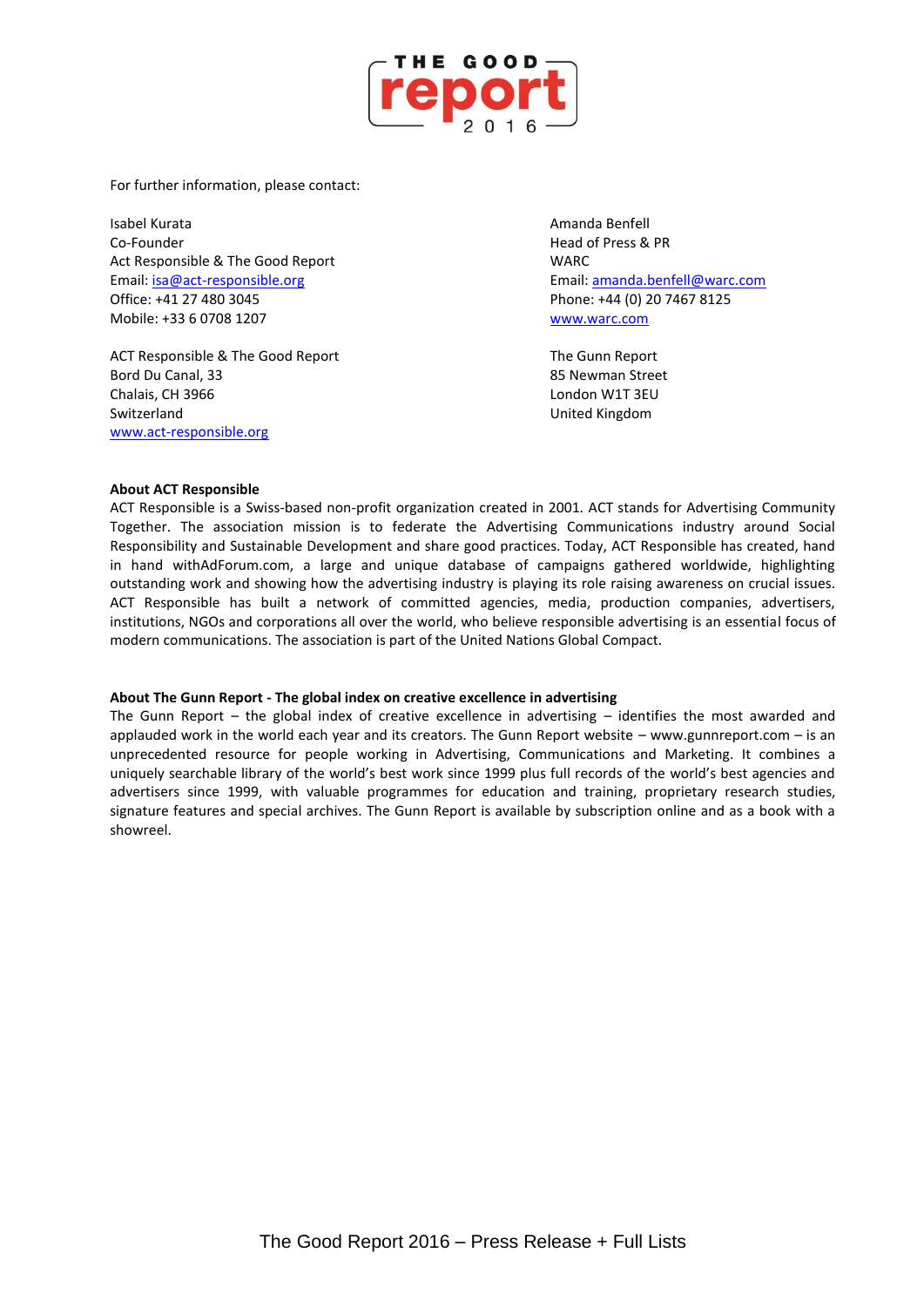For further information, please contact:

Isabel Kurata
Co-Founder
Act Responsible & The Good Report
Email: isa@act-responsible.org
Office: +41 27 480 3045
Mobile: +33 6 0708 1207

ACT Responsible & The Good Report
Bord Du Canal, 33
Chalais, CH 3966
Switzerland
www.act-responsible.org

Amanda Benfell
Head of Press & PR
WARC
Email: amanda.benfell@warc.com
Phone: +44 (0) 20 7467 8125
www.warc.com

The Gunn Report
85 Newman Street
London W1T 3EU
United Kingdom

**About ACT Responsible**

ACT Responsible is a Swiss-based non-profit organization created in 2001. ACT stands for Advertising Community Together. The association mission is to federate the Advertising Communications industry around Social Responsibility and Sustainable Development and share good practices. Today, ACT Responsible has created, hand in hand withAdForum.com, a large and unique database of campaigns gathered worldwide, highlighting outstanding work and showing how the advertising industry is playing its role raising awareness on crucial issues. ACT Responsible has built a network of committed agencies, media, production companies, advertisers, institutions, NGOs and corporations all over the world, who believe responsible advertising is an essential focus of modern communications. The association is part of the United Nations Global Compact.

**About The Gunn Report - The global index on creative excellence in advertising**

The Gunn Report – the global index of creative excellence in advertising – identifies the most awarded and applauded work in the world each year and its creators. The Gunn Report website – www.gunnreport.com – is an unprecedented resource for people working in Advertising, Communications and Marketing. It combines a uniquely searchable library of the world's best work since 1999 plus full records of the world's best agencies and advertisers since 1999, with valuable programmes for education and training, proprietary research studies, signature features and special archives. The Gunn Report is available by subscription online and as a book with a showreel.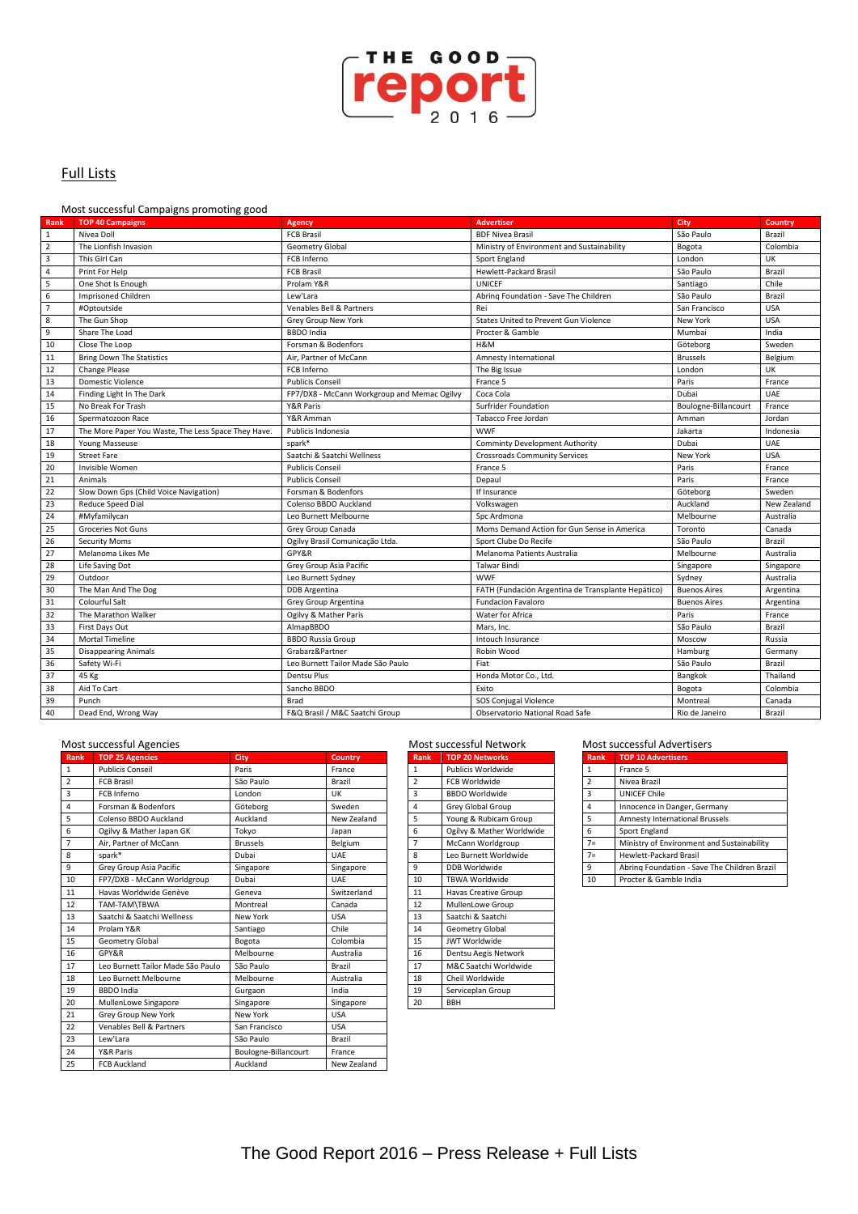# THE GOOD report 2016

## Full Lists

### Most successful Campaigns promoting good

| Rank | TOP 40 Campaigns | Agency | Advertiser | City | Country |
|---|---|---|---|---|---|
| 1 | Nivea Doll | FCB Brasil | BDF Nivea Brasil | São Paulo | Brazil |
| 2 | The Lionfish Invasion | Geometry Global | Ministry of Environment and Sustainability | Bogota | Colombia |
| 3 | This Girl Can | FCB Inferno | Sport England | London | UK |
| 4 | Print For Help | FCB Brasil | Hewlett-Packard Brasil | São Paulo | Brazil |
| 5 | One Shot Is Enough | Prolam Y&R | UNICEF | Santiago | Chile |
| 6 | Imprisoned Children | Lew'Lara | Abrinq Foundation - Save The Children | São Paulo | Brazil |
| 7 | #Optoutside | Venables Bell & Partners | Rei | San Francisco | USA |
| 8 | The Gun Shop | Grey Group New York | States United to Prevent Gun Violence | New York | USA |
| 9 | Share The Load | BBDO India | Procter & Gamble | Mumbai | India |
| 10 | Close The Loop | Forsman & Bodenfors | H&M | Göteborg | Sweden |
| 11 | Bring Down The Statistics | Air, Partner of McCann | Amnesty International | Brussels | Belgium |
| 12 | Change Please | FCB Inferno | The Big Issue | London | UK |
| 13 | Domestic Violence | Publicis Conseil | France 5 | Paris | France |
| 14 | Finding Light In The Dark | FP7/DXB - McCann Workgroup and Memac Ogilvy | Coca Cola | Dubai | UAE |
| 15 | No Break For Trash | Y&R Paris | Surfrider Foundation | Boulogne-Billancourt | France |
| 16 | Spermatozoon Race | Y&R Amman | Tabacco Free Jordan | Amman | Jordan |
| 17 | The More Paper You Waste, The Less Space They Have. | Publicis Indonesia | WWF | Jakarta | Indonesia |
| 18 | Young Masseuse | spark* | Comminty Development Authority | Dubai | UAE |
| 19 | Street Fare | Saatchi & Saatchi Wellness | Crossroads Community Services | New York | USA |
| 20 | Invisible Women | Publicis Conseil | France 5 | Paris | France |
| 21 | Animals | Publicis Conseil | Depaul | Paris | France |
| 22 | Slow Down Gps (Child Voice Navigation) | Forsman & Bodenfors | If Insurance | Göteborg | Sweden |
| 23 | Reduce Speed Dial | Colenso BBDO Auckland | Volkswagen | Auckland | New Zealand |
| 24 | #Myfamilycan | Leo Burnett Melbourne | Spc Ardmona | Melbourne | Australia |
| 25 | Groceries Not Guns | Grey Group Canada | Moms Demand Action for Gun Sense in America | Toronto | Canada |
| 26 | Security Moms | Ogilvy Brasil Comunicação Ltda. | Sport Clube Do Recife | São Paulo | Brazil |
| 27 | Melanoma Likes Me | GPY&R | Melanoma Patients Australia | Melbourne | Australia |
| 28 | Life Saving Dot | Grey Group Asia Pacific | Talwar Bindi | Singapore | Singapore |
| 29 | Outdoor | Leo Burnett Sydney | WWF | Sydney | Australia |
| 30 | The Man And The Dog | DDB Argentina | FATH (Fundación Argentina de Transplante Hepático) | Buenos Aires | Argentina |
| 31 | Colourful Salt | Grey Group Argentina | Fundacion Favaloro | Buenos Aires | Argentina |
| 32 | The Marathon Walker | Ogilvy & Mather Paris | Water for Africa | Paris | France |
| 33 | First Days Out | AlmapBBDO | Mars, Inc. | São Paulo | Brazil |
| 34 | Mortal Timeline | BBDO Russia Group | Intouch Insurance | Moscow | Russia |
| 35 | Disappearing Animals | Grabarz&Partner | Robin Wood | Hamburg | Germany |
| 36 | Safety Wi-Fi | Leo Burnett Tailor Made São Paulo | Fiat | São Paulo | Brazil |
| 37 | 45 Kg | Dentsu Plus | Honda Motor Co., Ltd. | Bangkok | Thailand |
| 38 | Aid To Cart | Sancho BBDO | Exito | Bogota | Colombia |
| 39 | Punch | Brad | SOS Conjugal Violence | Montreal | Canada |
| 40 | Dead End, Wrong Way | F&Q Brasil / M&C Saatchi Group | Observatorio National Road Safe | Rio de Janeiro | Brazil |

### Most successful Agencies

| Rank | TOP 25 Agencies | City | Country |
|---|---|---|---|
| 1 | Publicis Conseil | Paris | France |
| 2 | FCB Brasil | São Paulo | Brazil |
| 3 | FCB Inferno | London | UK |
| 4 | Forsman & Bodenfors | Göteborg | Sweden |
| 5 | Colenso BBDO Auckland | Auckland | New Zealand |
| 6 | Ogilvy & Mather Japan GK | Tokyo | Japan |
| 7 | Air, Partner of McCann | Brussels | Belgium |
| 8 | spark* | Dubai | UAE |
| 9 | Grey Group Asia Pacific | Singapore | Singapore |
| 10 | FP7/DXB - McCann Worldgroup | Dubai | UAE |
| 11 | Havas Worldwide Genève | Geneva | Switzerland |
| 12 | TAM-TAM\TBWA | Montreal | Canada |
| 13 | Saatchi & Saatchi Wellness | New York | USA |
| 14 | Prolam Y&R | Santiago | Chile |
| 15 | Geometry Global | Bogota | Colombia |
| 16 | GPY&R | Melbourne | Australia |
| 17 | Leo Burnett Tailor Made São Paulo | São Paulo | Brazil |
| 18 | Leo Burnett Melbourne | Melbourne | Australia |
| 19 | BBDO India | Gurgaon | India |
| 20 | MullenLowe Singapore | Singapore | Singapore |
| 21 | Grey Group New York | New York | USA |
| 22 | Venables Bell & Partners | San Francisco | USA |
| 23 | Lew'Lara | São Paulo | Brazil |
| 24 | Y&R Paris | Boulogne-Billancourt | France |
| 25 | FCB Auckland | Auckland | New Zealand |

### Most successful Network

| Rank | TOP 20 Networks |
|---|---|
| 1 | Publicis Worldwide |
| 2 | FCB Worldwide |
| 3 | BBDO Worldwide |
| 4 | Grey Global Group |
| 5 | Young & Rubicam Group |
| 6 | Ogilvy & Mather Worldwide |
| 7 | McCann Worldgroup |
| 8 | Leo Burnett Worldwide |
| 9 | DDB Worldwide |
| 10 | TBWA Worldwide |
| 11 | Havas Creative Group |
| 12 | MullenLowe Group |
| 13 | Saatchi & Saatchi |
| 14 | Geometry Global |
| 15 | JWT Worldwide |
| 16 | Dentsu Aegis Network |
| 17 | M&C Saatchi Worldwide |
| 18 | Cheil Worldwide |
| 19 | Serviceplan Group |
| 20 | BBH |

### Most successful Advertisers

| Rank | TOP 10 Advertisers |
|---|---|
| 1 | France 5 |
| 2 | Nivea Brazil |
| 3 | UNICEF Chile |
| 4 | Innocence in Danger, Germany |
| 5 | Amnesty International Brussels |
| 6 | Sport England |
| 7= | Ministry of Environment and Sustainability |
| 7= | Hewlett-Packard Brasil |
| 9 | Abrinq Foundation - Save The Children Brazil |
| 10 | Procter & Gamble India |

The Good Report 2016 – Press Release + Full Lists